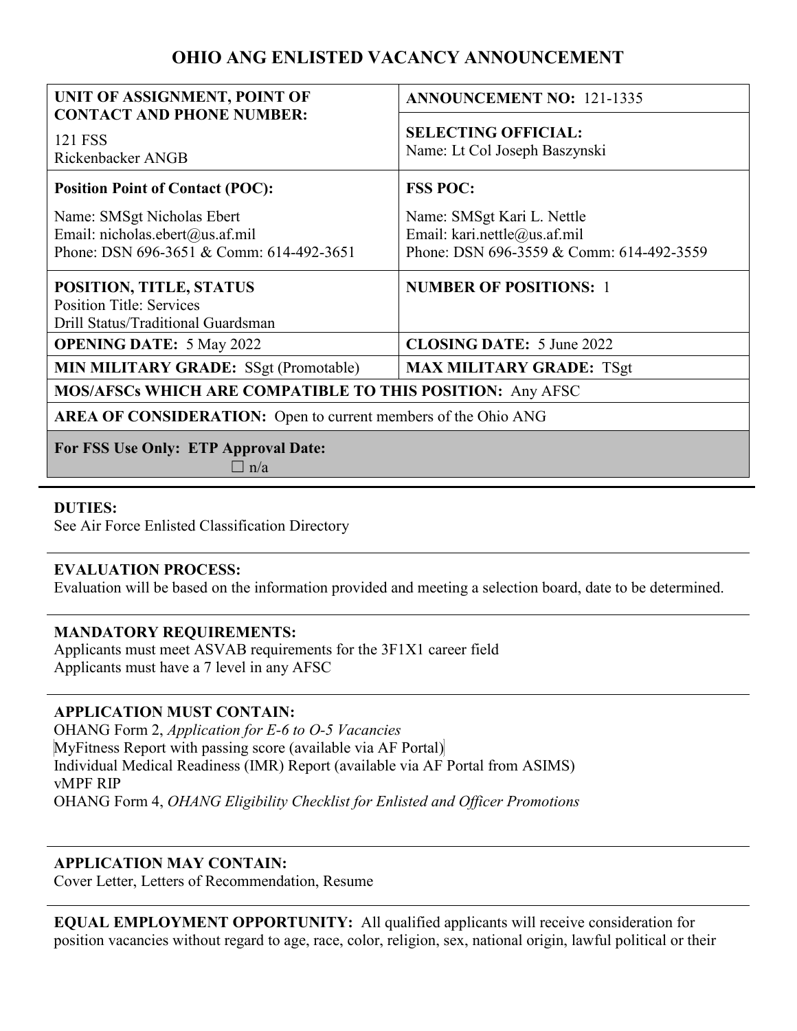# OHIO ANG ENLISTED VACANCY ANNOUNCEMENT

| **UNIT OF ASSIGNMENT, POINT OF CONTACT AND PHONE NUMBER:** 121 FSS Rickenbacker ANGB | **ANNOUNCEMENT NO:** 121-1335 |
|---|---|
| | **SELECTING OFFICIAL:** Name: Lt Col Joseph Baszynski |
| **Position Point of Contact (POC):** Name: SMSgt Nicholas Ebert Email: nicholas.ebert@us.af.mil Phone: DSN 696-3651 & Comm: 614-492-3651 | **FSS POC:** Name: SMSgt Kari L. Nettle Email: kari.nettle@us.af.mil Phone: DSN 696-3559 & Comm: 614-492-3559 |
| **POSITION, TITLE, STATUS** Position Title: Services Drill Status/Traditional Guardsman | **NUMBER OF POSITIONS:** 1 |
| **OPENING DATE:** 5 May 2022 | **CLOSING DATE:** 5 June 2022 |
| **MIN MILITARY GRADE:** SSgt (Promotable) | **MAX MILITARY GRADE:** TSgt |
| **MOS/AFSCs WHICH ARE COMPATIBLE TO THIS POSITION:** Any AFSC | |
| **AREA OF CONSIDERATION:** Open to current members of the Ohio ANG | |
| **For FSS Use Only: ETP Approval Date:** ☐ n/a | |

**DUTIES:**
See Air Force Enlisted Classification Directory

**EVALUATION PROCESS:**
Evaluation will be based on the information provided and meeting a selection board, date to be determined.

**MANDATORY REQUIREMENTS:**
Applicants must meet ASVAB requirements for the 3F1X1 career field
Applicants must have a 7 level in any AFSC

**APPLICATION MUST CONTAIN:**
OHANG Form 2, *Application for E-6 to O-5 Vacancies*
MyFitness Report with passing score (available via AF Portal)
Individual Medical Readiness (IMR) Report (available via AF Portal from ASIMS)
vMPF RIP
OHANG Form 4, *OHANG Eligibility Checklist for Enlisted and Officer Promotions*

**APPLICATION MAY CONTAIN:**
Cover Letter, Letters of Recommendation, Resume

**EQUAL EMPLOYMENT OPPORTUNITY:** All qualified applicants will receive consideration for position vacancies without regard to age, race, color, religion, sex, national origin, lawful political or their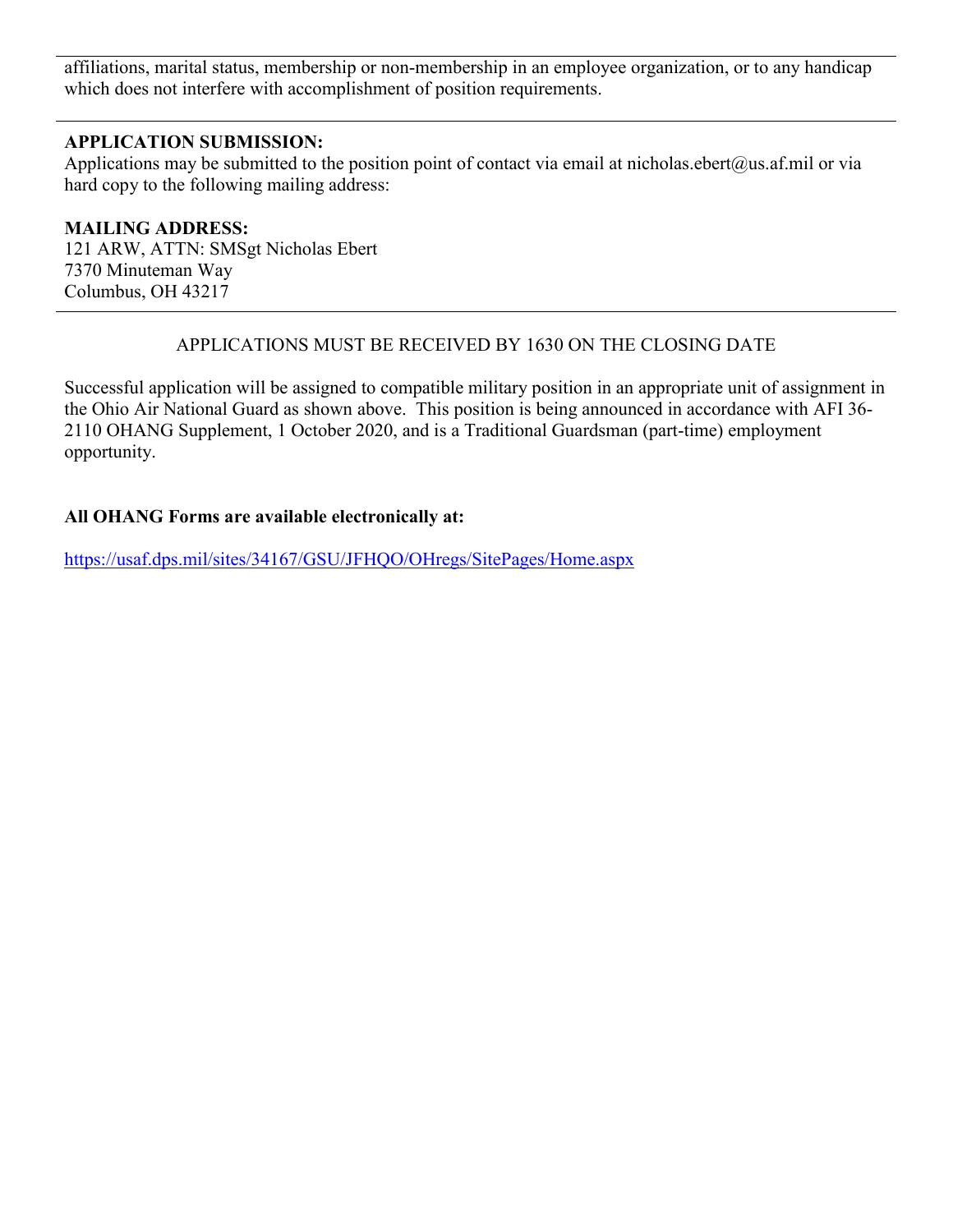affiliations, marital status, membership or non-membership in an employee organization, or to any handicap which does not interfere with accomplishment of position requirements.

---

**APPLICATION SUBMISSION:**

Applications may be submitted to the position point of contact via email at nicholas.ebert@us.af.mil or via hard copy to the following mailing address:

**MAILING ADDRESS:**

121 ARW, ATTN: SMSgt Nicholas Ebert
7370 Minuteman Way
Columbus, OH 43217

---

APPLICATIONS MUST BE RECEIVED BY 1630 ON THE CLOSING DATE

Successful application will be assigned to compatible military position in an appropriate unit of assignment in the Ohio Air National Guard as shown above. This position is being announced in accordance with AFI 36-2110 OHANG Supplement, 1 October 2020, and is a Traditional Guardsman (part-time) employment opportunity.

**All OHANG Forms are available electronically at:**

https://usaf.dps.mil/sites/34167/GSU/JFHQO/OHregs/SitePages/Home.aspx